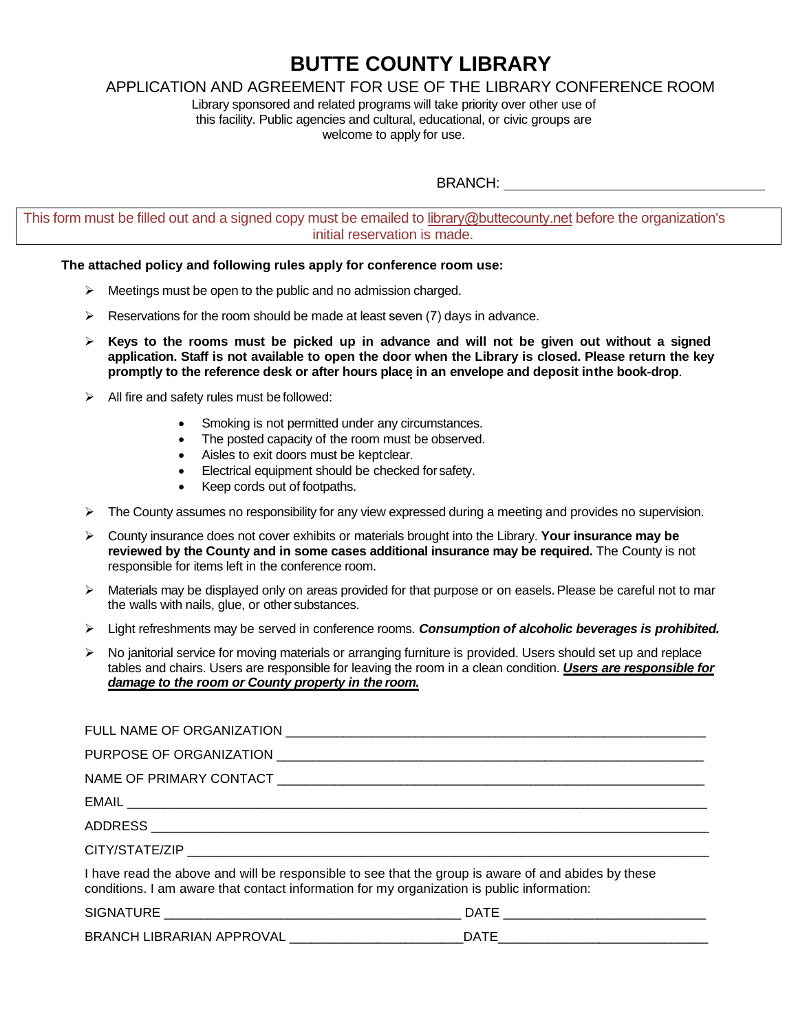# BUTTE COUNTY LIBRARY

## APPLICATION AND AGREEMENT FOR USE OF THE LIBRARY CONFERENCE ROOM

Library sponsored and related programs will take priority over other use of this facility. Public agencies and cultural, educational, or civic groups are welcome to apply for use.

BRANCH: ___________________________________

This form must be filled out and a signed copy must be emailed to library@buttecounty.net before the organization's initial reservation is made.

**The attached policy and following rules apply for conference room use:**

- Meetings must be open to the public and no admission charged.
- Reservations for the room should be made at least seven (7) days in advance.
- **Keys to the rooms must be picked up in advance and will not be given out without a signed application. Staff is not available to open the door when the Library is closed. Please return the key promptly to the reference desk or after hours place in an envelope and deposit inthe book-drop**.
- All fire and safety rules must be followed:
  - Smoking is not permitted under any circumstances.
  - The posted capacity of the room must be observed.
  - Aisles to exit doors must be keptclear.
  - Electrical equipment should be checked for safety.
  - Keep cords out of footpaths.
- The County assumes no responsibility for any view expressed during a meeting and provides no supervision.
- County insurance does not cover exhibits or materials brought into the Library. **Your insurance may be reviewed by the County and in some cases additional insurance may be required.** The County is not responsible for items left in the conference room.
- Materials may be displayed only on areas provided for that purpose or on easels. Please be careful not to mar the walls with nails, glue, or other substances.
- Light refreshments may be served in conference rooms. ***Consumption of alcoholic beverages is prohibited.***
- No janitorial service for moving materials or arranging furniture is provided. Users should set up and replace tables and chairs. Users are responsible for leaving the room in a clean condition. ***Users are responsible for damage to the room or County property in the room.***

FULL NAME OF ORGANIZATION ___________________________________________________________

PURPOSE OF ORGANIZATION ____________________________________________________________

NAME OF PRIMARY CONTACT ____________________________________________________________

EMAIL ________________________________________________________________________________

ADDRESS _____________________________________________________________________________

CITY/STATE/ZIP ________________________________________________________________________

I have read the above and will be responsible to see that the group is aware of and abides by these conditions. I am aware that contact information for my organization is public information:

SIGNATURE ________________________________________ DATE ___________________________

BRANCH LIBRARIAN APPROVAL _______________________DATE____________________________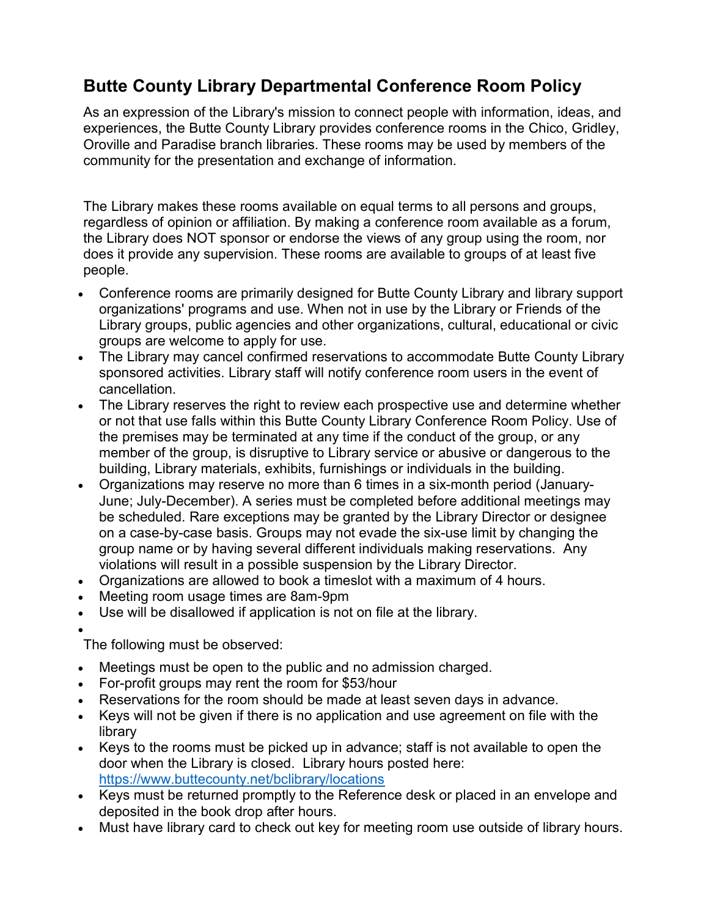# Butte County Library Departmental Conference Room Policy

As an expression of the Library's mission to connect people with information, ideas, and experiences, the Butte County Library provides conference rooms in the Chico, Gridley, Oroville and Paradise branch libraries. These rooms may be used by members of the community for the presentation and exchange of information.

The Library makes these rooms available on equal terms to all persons and groups, regardless of opinion or affiliation. By making a conference room available as a forum, the Library does NOT sponsor or endorse the views of any group using the room, nor does it provide any supervision. These rooms are available to groups of at least five people.

- Conference rooms are primarily designed for Butte County Library and library support organizations' programs and use. When not in use by the Library or Friends of the Library groups, public agencies and other organizations, cultural, educational or civic groups are welcome to apply for use.
- The Library may cancel confirmed reservations to accommodate Butte County Library sponsored activities. Library staff will notify conference room users in the event of cancellation.
- The Library reserves the right to review each prospective use and determine whether or not that use falls within this Butte County Library Conference Room Policy. Use of the premises may be terminated at any time if the conduct of the group, or any member of the group, is disruptive to Library service or abusive or dangerous to the building, Library materials, exhibits, furnishings or individuals in the building.
- Organizations may reserve no more than 6 times in a six-month period (January-June; July-December). A series must be completed before additional meetings may be scheduled. Rare exceptions may be granted by the Library Director or designee on a case-by-case basis. Groups may not evade the six-use limit by changing the group name or by having several different individuals making reservations. Any violations will result in a possible suspension by the Library Director.
- Organizations are allowed to book a timeslot with a maximum of 4 hours.
- Meeting room usage times are 8am-9pm
- Use will be disallowed if application is not on file at the library.

The following must be observed:

- Meetings must be open to the public and no admission charged.
- For-profit groups may rent the room for $53/hour
- Reservations for the room should be made at least seven days in advance.
- Keys will not be given if there is no application and use agreement on file with the library
- Keys to the rooms must be picked up in advance; staff is not available to open the door when the Library is closed. Library hours posted here: https://www.buttecounty.net/bclibrary/locations
- Keys must be returned promptly to the Reference desk or placed in an envelope and deposited in the book drop after hours.
- Must have library card to check out key for meeting room use outside of library hours.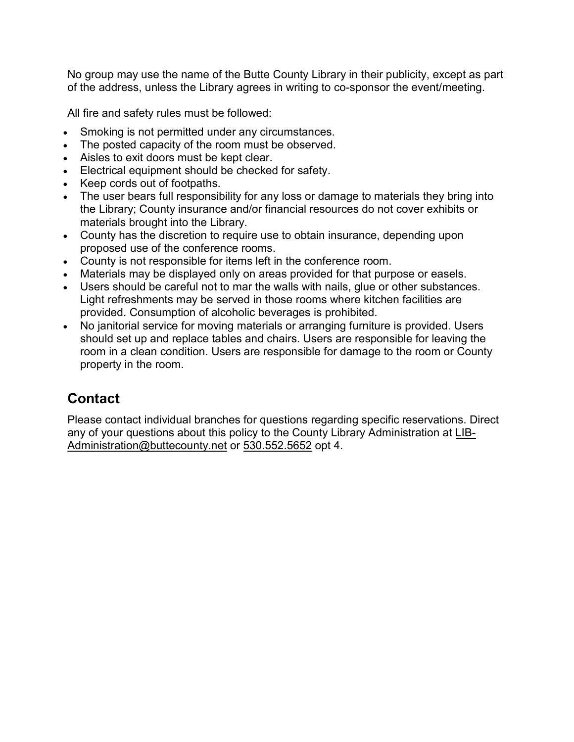No group may use the name of the Butte County Library in their publicity, except as part of the address, unless the Library agrees in writing to co-sponsor the event/meeting.

All fire and safety rules must be followed:

- Smoking is not permitted under any circumstances.
- The posted capacity of the room must be observed.
- Aisles to exit doors must be kept clear.
- Electrical equipment should be checked for safety.
- Keep cords out of footpaths.
- The user bears full responsibility for any loss or damage to materials they bring into the Library; County insurance and/or financial resources do not cover exhibits or materials brought into the Library.
- County has the discretion to require use to obtain insurance, depending upon proposed use of the conference rooms.
- County is not responsible for items left in the conference room.
- Materials may be displayed only on areas provided for that purpose or easels.
- Users should be careful not to mar the walls with nails, glue or other substances. Light refreshments may be served in those rooms where kitchen facilities are provided. Consumption of alcoholic beverages is prohibited.
- No janitorial service for moving materials or arranging furniture is provided. Users should set up and replace tables and chairs. Users are responsible for leaving the room in a clean condition. Users are responsible for damage to the room or County property in the room.

## Contact

Please contact individual branches for questions regarding specific reservations. Direct any of your questions about this policy to the County Library Administration at LIB-Administration@buttecounty.net or 530.552.5652 opt 4.